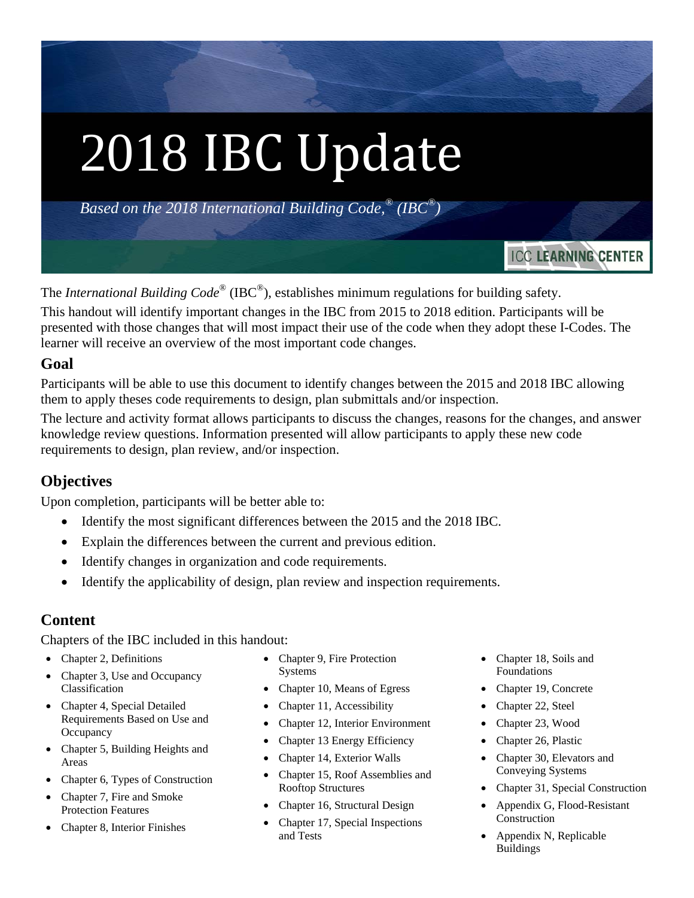# 2018 IBC Update

*Based on the 2018 International Building Code,® (IBC®)*

ICC LEARNING CENTER

The *International Building Code®* (IBC®), establishes minimum regulations for building safety.

This handout will identify important changes in the IBC from 2015 to 2018 edition. Participants will be presented with those changes that will most impact their use of the code when they adopt these I-Codes. The learner will receive an overview of the most important code changes.

## Goal

Participants will be able to use this document to identify changes between the 2015 and 2018 IBC allowing them to apply theses code requirements to design, plan submittals and/or inspection.

The lecture and activity format allows participants to discuss the changes, reasons for the changes, and answer knowledge review questions. Information presented will allow participants to apply these new code requirements to design, plan review, and/or inspection.

## Objectives

Upon completion, participants will be better able to:

- Identify the most significant differences between the 2015 and the 2018 IBC.
- Explain the differences between the current and previous edition.
- Identify changes in organization and code requirements.
- Identify the applicability of design, plan review and inspection requirements.

## Content

Chapters of the IBC included in this handout:

- Chapter 2, Definitions
- Chapter 3, Use and Occupancy Classification
- Chapter 4, Special Detailed Requirements Based on Use and Occupancy
- Chapter 5, Building Heights and Areas
- Chapter 6, Types of Construction
- Chapter 7, Fire and Smoke Protection Features
- Chapter 8, Interior Finishes
- Chapter 9, Fire Protection Systems
- Chapter 10, Means of Egress
- Chapter 11, Accessibility
- Chapter 12, Interior Environment
- Chapter 13 Energy Efficiency
- Chapter 14, Exterior Walls
- Chapter 15, Roof Assemblies and Rooftop Structures
- Chapter 16, Structural Design
- Chapter 17, Special Inspections and Tests
- Chapter 18, Soils and Foundations
- Chapter 19, Concrete
- Chapter 22, Steel
- Chapter 23, Wood
- Chapter 26, Plastic
- Chapter 30, Elevators and Conveying Systems
- Chapter 31, Special Construction
- Appendix G, Flood-Resistant Construction
- Appendix N, Replicable Buildings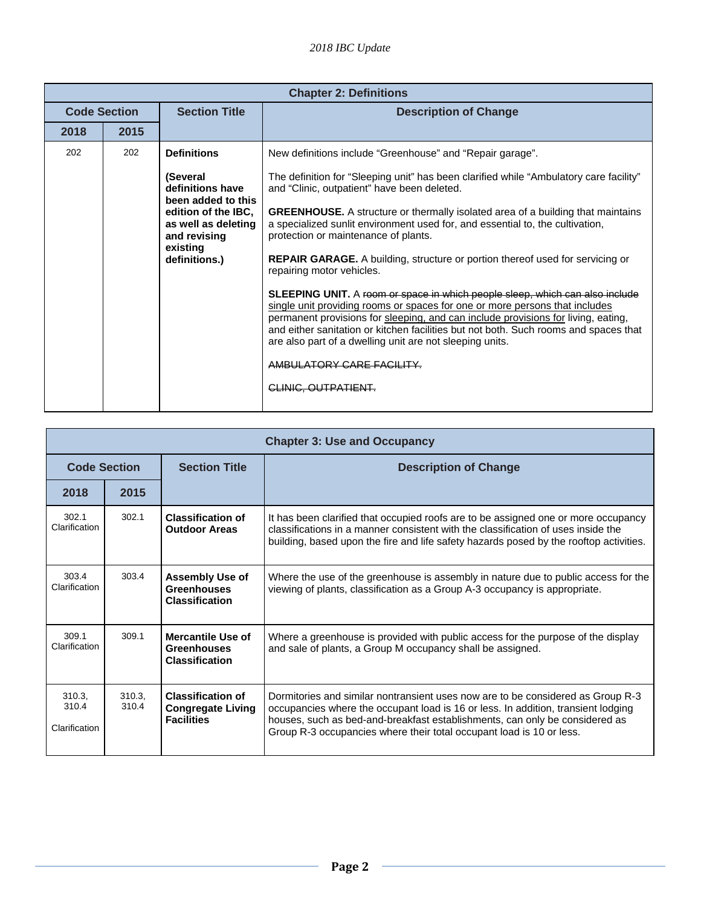| Chapter 2: Definitions | | | |
|---|---|---|---|
| **Code Section** | | **Section Title** | **Description of Change** |
| **2018** | **2015** | | |
| 202 | 202 | **Definitions**<br><br>**(Several definitions have been added to this edition of the IBC, as well as deleting and revising existing definitions.)** | New definitions include "Greenhouse" and "Repair garage".<br><br>The definition for "Sleeping unit" has been clarified while "Ambulatory care facility" and "Clinic, outpatient" have been deleted.<br><br>**GREENHOUSE.** A structure or thermally isolated area of a building that maintains a specialized sunlit environment used for, and essential to, the cultivation, protection or maintenance of plants.<br><br>**REPAIR GARAGE.** A building, structure or portion thereof used for servicing or repairing motor vehicles.<br><br>**SLEEPING UNIT.** A ~~room or space in which people sleep, which can also include~~ <u>single unit providing rooms or spaces for one or more persons that includes</u> permanent provisions for <u>sleeping, and can include provisions for</u> living, eating, and either sanitation or kitchen facilities but not both. Such rooms and spaces that are also part of a dwelling unit are not sleeping units.<br><br>~~AMBULATORY CARE FACILITY.~~<br><br>~~CLINIC, OUTPATIENT.~~ |

| Chapter 3: Use and Occupancy | | | |
|---|---|---|---|
| **Code Section** | | **Section Title** | **Description of Change** |
| **2018** | **2015** | | |
| 302.1 Clarification | 302.1 | **Classification of Outdoor Areas** | It has been clarified that occupied roofs are to be assigned one or more occupancy classifications in a manner consistent with the classification of uses inside the building, based upon the fire and life safety hazards posed by the rooftop activities. |
| 303.4 Clarification | 303.4 | **Assembly Use of Greenhouses Classification** | Where the use of the greenhouse is assembly in nature due to public access for the viewing of plants, classification as a Group A-3 occupancy is appropriate. |
| 309.1 Clarification | 309.1 | **Mercantile Use of Greenhouses Classification** | Where a greenhouse is provided with public access for the purpose of the display and sale of plants, a Group M occupancy shall be assigned. |
| 310.3, 310.4<br><br>Clarification | 310.3, 310.4 | **Classification of Congregate Living Facilities** | Dormitories and similar nontransient uses now are to be considered as Group R-3 occupancies where the occupant load is 16 or less. In addition, transient lodging houses, such as bed-and-breakfast establishments, can only be considered as Group R-3 occupancies where their total occupant load is 10 or less. |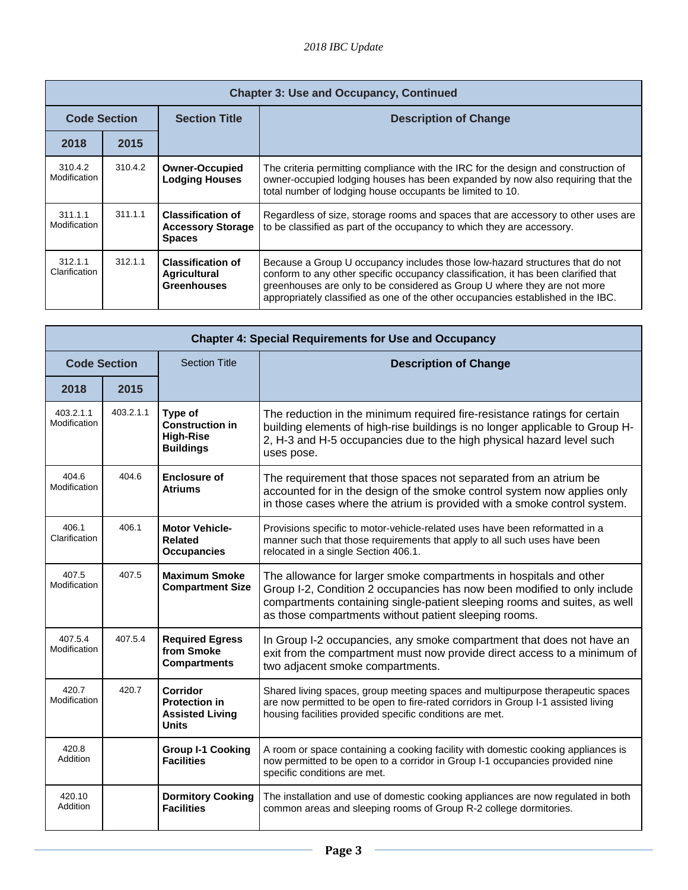| Chapter 3: Use and Occupancy, Continued | | | |
|---|---|---|---|
| **Code Section** | | **Section Title** | **Description of Change** |
| **2018** | **2015** | | |
| 310.4.2 Modification | 310.4.2 | **Owner-Occupied Lodging Houses** | The criteria permitting compliance with the IRC for the design and construction of owner-occupied lodging houses has been expanded by now also requiring that the total number of lodging house occupants be limited to 10. |
| 311.1.1 Modification | 311.1.1 | **Classification of Accessory Storage Spaces** | Regardless of size, storage rooms and spaces that are accessory to other uses are to be classified as part of the occupancy to which they are accessory. |
| 312.1.1 Clarification | 312.1.1 | **Classification of Agricultural Greenhouses** | Because a Group U occupancy includes those low-hazard structures that do not conform to any other specific occupancy classification, it has been clarified that greenhouses are only to be considered as Group U where they are not more appropriately classified as one of the other occupancies established in the IBC. |

| Chapter 4: Special Requirements for Use and Occupancy | | | |
|---|---|---|---|
| **Code Section** | | Section Title | **Description of Change** |
| **2018** | **2015** | | |
| 403.2.1.1 Modification | 403.2.1.1 | **Type of Construction in High-Rise Buildings** | The reduction in the minimum required fire-resistance ratings for certain building elements of high-rise buildings is no longer applicable to Group H-2, H-3 and H-5 occupancies due to the high physical hazard level such uses pose. |
| 404.6 Modification | 404.6 | **Enclosure of Atriums** | The requirement that those spaces not separated from an atrium be accounted for in the design of the smoke control system now applies only in those cases where the atrium is provided with a smoke control system. |
| 406.1 Clarification | 406.1 | **Motor Vehicle-Related Occupancies** | Provisions specific to motor-vehicle-related uses have been reformatted in a manner such that those requirements that apply to all such uses have been relocated in a single Section 406.1. |
| 407.5 Modification | 407.5 | **Maximum Smoke Compartment Size** | The allowance for larger smoke compartments in hospitals and other Group I-2, Condition 2 occupancies has now been modified to only include compartments containing single-patient sleeping rooms and suites, as well as those compartments without patient sleeping rooms. |
| 407.5.4 Modification | 407.5.4 | **Required Egress from Smoke Compartments** | In Group I-2 occupancies, any smoke compartment that does not have an exit from the compartment must now provide direct access to a minimum of two adjacent smoke compartments. |
| 420.7 Modification | 420.7 | **Corridor Protection in Assisted Living Units** | Shared living spaces, group meeting spaces and multipurpose therapeutic spaces are now permitted to be open to fire-rated corridors in Group I-1 assisted living housing facilities provided specific conditions are met. |
| 420.8 Addition | | **Group I-1 Cooking Facilities** | A room or space containing a cooking facility with domestic cooking appliances is now permitted to be open to a corridor in Group I-1 occupancies provided nine specific conditions are met. |
| 420.10 Addition | | **Dormitory Cooking Facilities** | The installation and use of domestic cooking appliances are now regulated in both common areas and sleeping rooms of Group R-2 college dormitories. |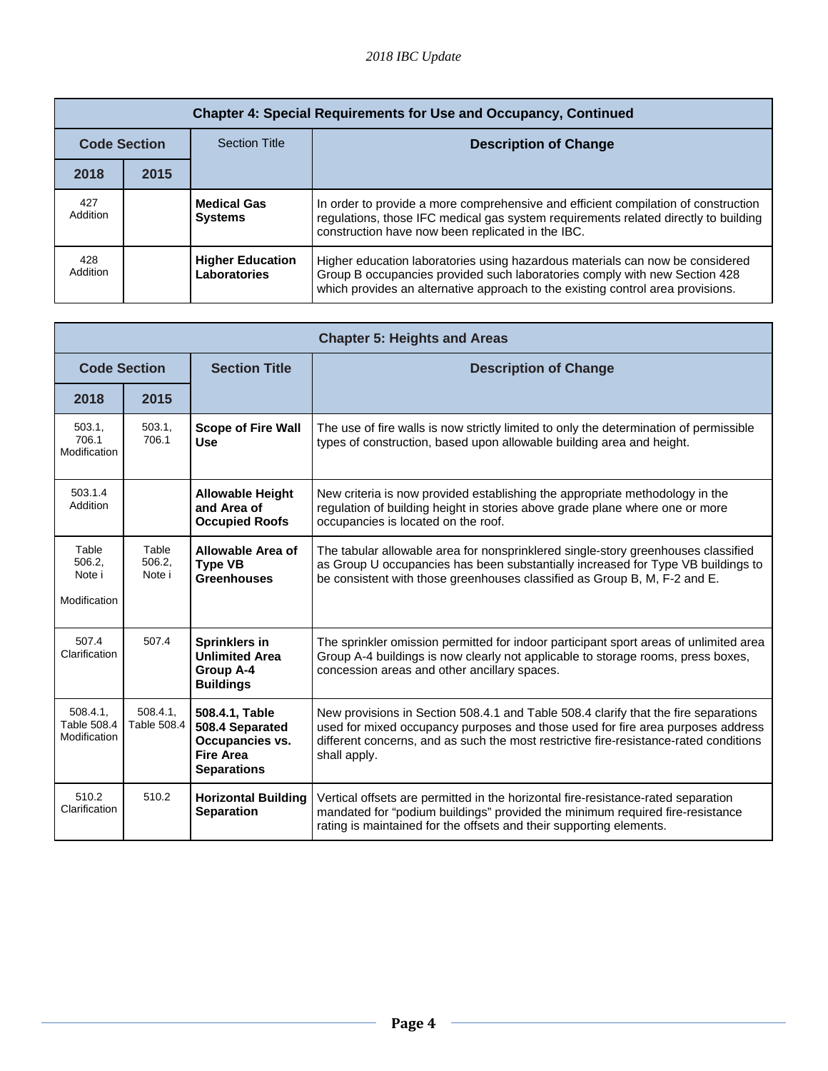| Chapter 4: Special Requirements for Use and Occupancy, Continued | | | |
|---|---|---|---|
| **Code Section** | | Section Title | **Description of Change** |
| **2018** | **2015** | | |
| 427 Addition | | **Medical Gas Systems** | In order to provide a more comprehensive and efficient compilation of construction regulations, those IFC medical gas system requirements related directly to building construction have now been replicated in the IBC. |
| 428 Addition | | **Higher Education Laboratories** | Higher education laboratories using hazardous materials can now be considered Group B occupancies provided such laboratories comply with new Section 428 which provides an alternative approach to the existing control area provisions. |

| Chapter 5: Heights and Areas | | | |
|---|---|---|---|
| **Code Section** | | **Section Title** | **Description of Change** |
| **2018** | **2015** | | |
| 503.1, 706.1 Modification | 503.1, 706.1 | **Scope of Fire Wall Use** | The use of fire walls is now strictly limited to only the determination of permissible types of construction, based upon allowable building area and height. |
| 503.1.4 Addition | | **Allowable Height and Area of Occupied Roofs** | New criteria is now provided establishing the appropriate methodology in the regulation of building height in stories above grade plane where one or more occupancies is located on the roof. |
| Table 506.2, Note i Modification | Table 506.2, Note i | **Allowable Area of Type VB Greenhouses** | The tabular allowable area for nonsprinklered single-story greenhouses classified as Group U occupancies has been substantially increased for Type VB buildings to be consistent with those greenhouses classified as Group B, M, F-2 and E. |
| 507.4 Clarification | 507.4 | **Sprinklers in Unlimited Area Group A-4 Buildings** | The sprinkler omission permitted for indoor participant sport areas of unlimited area Group A-4 buildings is now clearly not applicable to storage rooms, press boxes, concession areas and other ancillary spaces. |
| 508.4.1, Table 508.4 Modification | 508.4.1, Table 508.4 | **508.4.1, Table 508.4 Separated Occupancies vs. Fire Area Separations** | New provisions in Section 508.4.1 and Table 508.4 clarify that the fire separations used for mixed occupancy purposes and those used for fire area purposes address different concerns, and as such the most restrictive fire-resistance-rated conditions shall apply. |
| 510.2 Clarification | 510.2 | **Horizontal Building Separation** | Vertical offsets are permitted in the horizontal fire-resistance-rated separation mandated for "podium buildings" provided the minimum required fire-resistance rating is maintained for the offsets and their supporting elements. |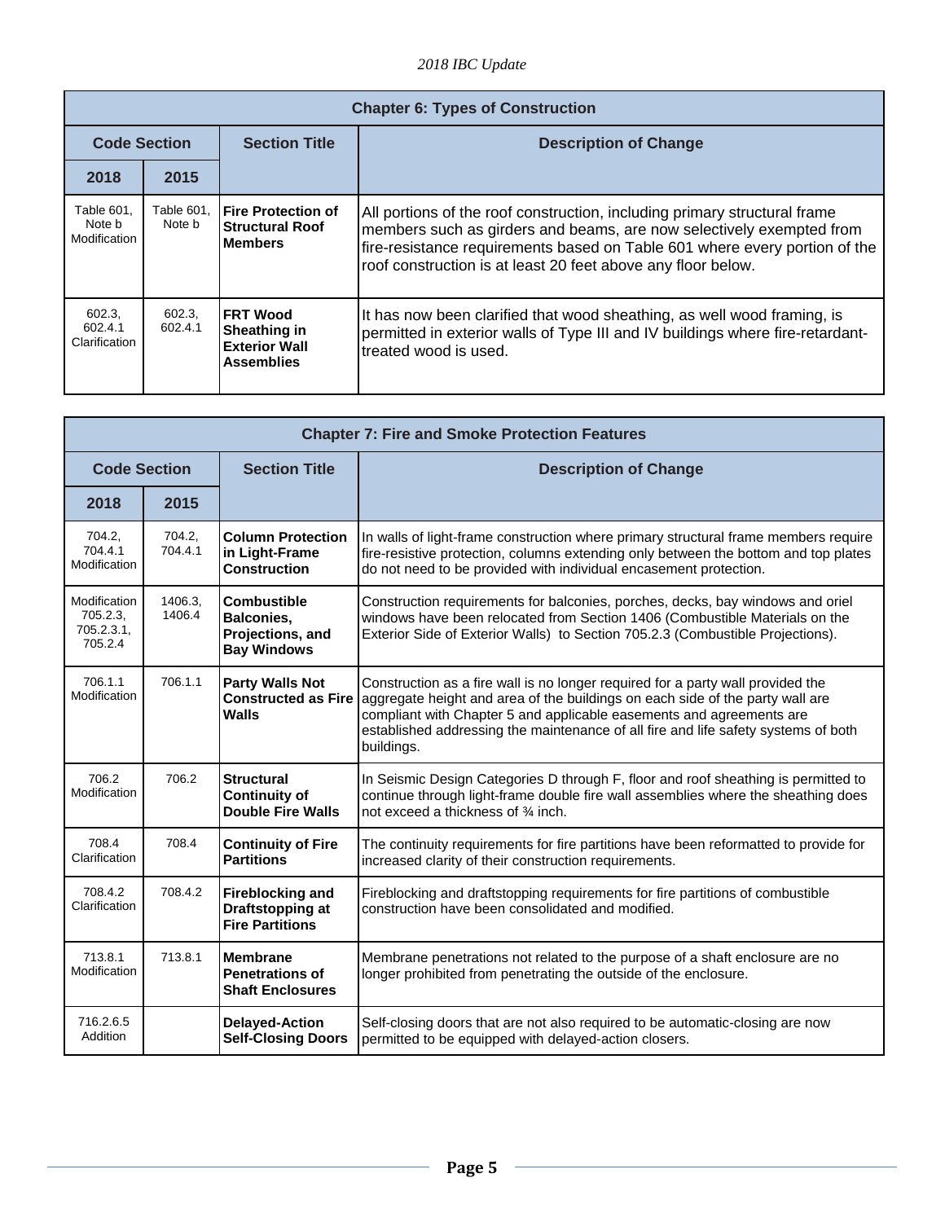| Chapter 6: Types of Construction | | | |
|---|---|---|---|
| **Code Section** | | **Section Title** | **Description of Change** |
| **2018** | **2015** | | |
| Table 601, Note b Modification | Table 601, Note b | **Fire Protection of Structural Roof Members** | All portions of the roof construction, including primary structural frame members such as girders and beams, are now selectively exempted from fire-resistance requirements based on Table 601 where every portion of the roof construction is at least 20 feet above any floor below. |
| 602.3, 602.4.1 Clarification | 602.3, 602.4.1 | **FRT Wood Sheathing in Exterior Wall Assemblies** | It has now been clarified that wood sheathing, as well wood framing, is permitted in exterior walls of Type III and IV buildings where fire-retardant-treated wood is used. |

| Chapter 7: Fire and Smoke Protection Features | | | |
|---|---|---|---|
| **Code Section** | | **Section Title** | **Description of Change** |
| **2018** | **2015** | | |
| 704.2, 704.4.1 Modification | 704.2, 704.4.1 | **Column Protection in Light-Frame Construction** | In walls of light-frame construction where primary structural frame members require fire-resistive protection, columns extending only between the bottom and top plates do not need to be provided with individual encasement protection. |
| Modification 705.2.3, 705.2.3.1, 705.2.4 | 1406.3, 1406.4 | **Combustible Balconies, Projections, and Bay Windows** | Construction requirements for balconies, porches, decks, bay windows and oriel windows have been relocated from Section 1406 (Combustible Materials on the Exterior Side of Exterior Walls) to Section 705.2.3 (Combustible Projections). |
| 706.1.1 Modification | 706.1.1 | **Party Walls Not Constructed as Fire Walls** | Construction as a fire wall is no longer required for a party wall provided the aggregate height and area of the buildings on each side of the party wall are compliant with Chapter 5 and applicable easements and agreements are established addressing the maintenance of all fire and life safety systems of both buildings. |
| 706.2 Modification | 706.2 | **Structural Continuity of Double Fire Walls** | In Seismic Design Categories D through F, floor and roof sheathing is permitted to continue through light-frame double fire wall assemblies where the sheathing does not exceed a thickness of ¾ inch. |
| 708.4 Clarification | 708.4 | **Continuity of Fire Partitions** | The continuity requirements for fire partitions have been reformatted to provide for increased clarity of their construction requirements. |
| 708.4.2 Clarification | 708.4.2 | **Fireblocking and Draftstopping at Fire Partitions** | Fireblocking and draftstopping requirements for fire partitions of combustible construction have been consolidated and modified. |
| 713.8.1 Modification | 713.8.1 | **Membrane Penetrations of Shaft Enclosures** | Membrane penetrations not related to the purpose of a shaft enclosure are no longer prohibited from penetrating the outside of the enclosure. |
| 716.2.6.5 Addition | | **Delayed-Action Self-Closing Doors** | Self-closing doors that are not also required to be automatic-closing are now permitted to be equipped with delayed-action closers. |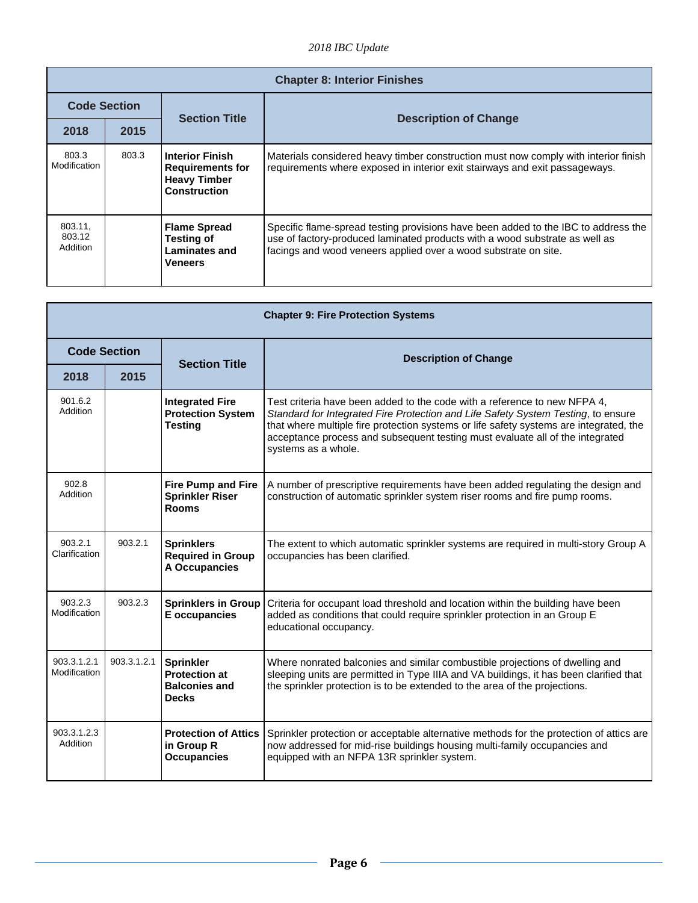| Chapter 8: Interior Finishes | | | |
|---|---|---|---|
| **Code Section** | | **Section Title** | **Description of Change** |
| **2018** | **2015** | | |
| 803.3 Modification | 803.3 | **Interior Finish Requirements for Heavy Timber Construction** | Materials considered heavy timber construction must now comply with interior finish requirements where exposed in interior exit stairways and exit passageways. |
| 803.11, 803.12 Addition | | **Flame Spread Testing of Laminates and Veneers** | Specific flame-spread testing provisions have been added to the IBC to address the use of factory-produced laminated products with a wood substrate as well as facings and wood veneers applied over a wood substrate on site. |

| Chapter 9: Fire Protection Systems | | | |
|---|---|---|---|
| **Code Section** | | **Section Title** | **Description of Change** |
| **2018** | **2015** | | |
| 901.6.2 Addition | | **Integrated Fire Protection System Testing** | Test criteria have been added to the code with a reference to new NFPA 4, *Standard for Integrated Fire Protection and Life Safety System Testing*, to ensure that where multiple fire protection systems or life safety systems are integrated, the acceptance process and subsequent testing must evaluate all of the integrated systems as a whole. |
| 902.8 Addition | | **Fire Pump and Fire Sprinkler Riser Rooms** | A number of prescriptive requirements have been added regulating the design and construction of automatic sprinkler system riser rooms and fire pump rooms. |
| 903.2.1 Clarification | 903.2.1 | **Sprinklers Required in Group A Occupancies** | The extent to which automatic sprinkler systems are required in multi-story Group A occupancies has been clarified. |
| 903.2.3 Modification | 903.2.3 | **Sprinklers in Group E occupancies** | Criteria for occupant load threshold and location within the building have been added as conditions that could require sprinkler protection in an Group E educational occupancy. |
| 903.3.1.2.1 Modification | 903.3.1.2.1 | **Sprinkler Protection at Balconies and Decks** | Where nonrated balconies and similar combustible projections of dwelling and sleeping units are permitted in Type IIIA and VA buildings, it has been clarified that the sprinkler protection is to be extended to the area of the projections. |
| 903.3.1.2.3 Addition | | **Protection of Attics in Group R Occupancies** | Sprinkler protection or acceptable alternative methods for the protection of attics are now addressed for mid-rise buildings housing multi-family occupancies and equipped with an NFPA 13R sprinkler system. |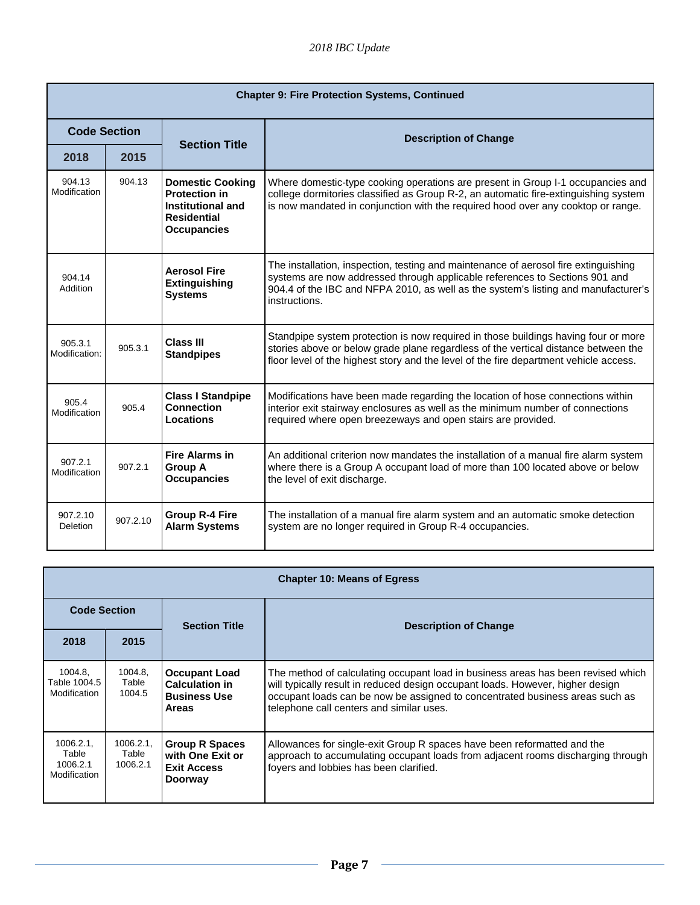| Chapter 9: Fire Protection Systems, Continued | | | |
|---|---|---|---|
| **Code Section** | | **Section Title** | **Description of Change** |
| **2018** | **2015** | | |
| 904.13 Modification | 904.13 | **Domestic Cooking Protection in Institutional and Residential Occupancies** | Where domestic-type cooking operations are present in Group I-1 occupancies and college dormitories classified as Group R-2, an automatic fire-extinguishing system is now mandated in conjunction with the required hood over any cooktop or range. |
| 904.14 Addition | | **Aerosol Fire Extinguishing Systems** | The installation, inspection, testing and maintenance of aerosol fire extinguishing systems are now addressed through applicable references to Sections 901 and 904.4 of the IBC and NFPA 2010, as well as the system's listing and manufacturer's instructions. |
| 905.3.1 Modification: | 905.3.1 | **Class III Standpipes** | Standpipe system protection is now required in those buildings having four or more stories above or below grade plane regardless of the vertical distance between the floor level of the highest story and the level of the fire department vehicle access. |
| 905.4 Modification | 905.4 | **Class I Standpipe Connection Locations** | Modifications have been made regarding the location of hose connections within interior exit stairway enclosures as well as the minimum number of connections required where open breezeways and open stairs are provided. |
| 907.2.1 Modification | 907.2.1 | **Fire Alarms in Group A Occupancies** | An additional criterion now mandates the installation of a manual fire alarm system where there is a Group A occupant load of more than 100 located above or below the level of exit discharge. |
| 907.2.10 Deletion | 907.2.10 | **Group R-4 Fire Alarm Systems** | The installation of a manual fire alarm system and an automatic smoke detection system are no longer required in Group R-4 occupancies. |

| Chapter 10: Means of Egress | | | |
|---|---|---|---|
| **Code Section** | | **Section Title** | **Description of Change** |
| **2018** | **2015** | | |
| 1004.8, Table 1004.5 Modification | 1004.8, Table 1004.5 | **Occupant Load Calculation in Business Use Areas** | The method of calculating occupant load in business areas has been revised which will typically result in reduced design occupant loads. However, higher design occupant loads can be now be assigned to concentrated business areas such as telephone call centers and similar uses. |
| 1006.2.1, Table 1006.2.1 Modification | 1006.2.1, Table 1006.2.1 | **Group R Spaces with One Exit or Exit Access Doorway** | Allowances for single-exit Group R spaces have been reformatted and the approach to accumulating occupant loads from adjacent rooms discharging through foyers and lobbies has been clarified. |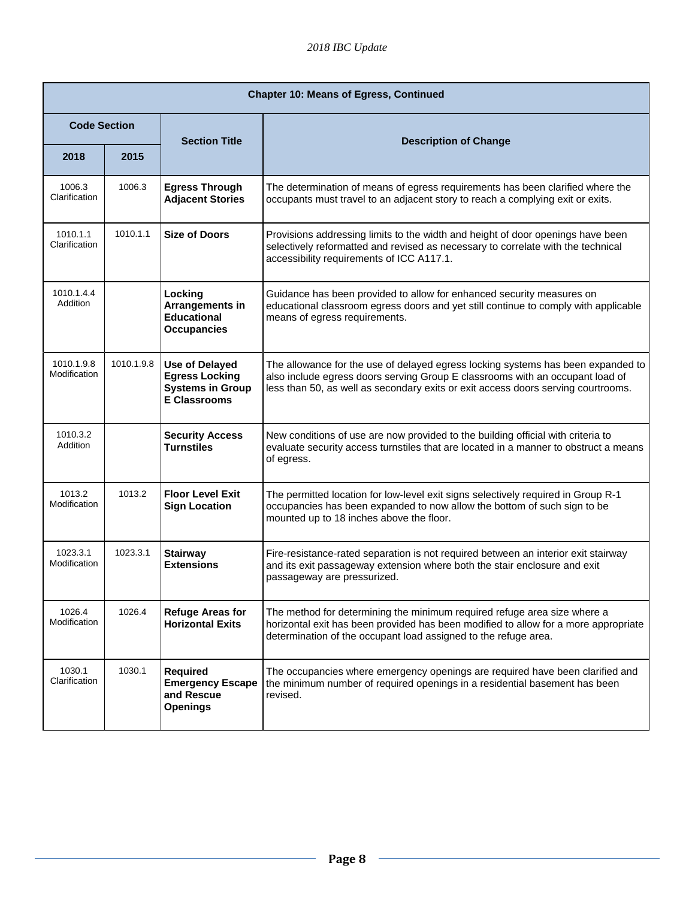| Chapter 10: Means of Egress, Continued | | | |
|---|---|---|---|
| **Code Section** | | **Section Title** | **Description of Change** |
| **2018** | **2015** | | |
| 1006.3 Clarification | 1006.3 | **Egress Through Adjacent Stories** | The determination of means of egress requirements has been clarified where the occupants must travel to an adjacent story to reach a complying exit or exits. |
| 1010.1.1 Clarification | 1010.1.1 | **Size of Doors** | Provisions addressing limits to the width and height of door openings have been selectively reformatted and revised as necessary to correlate with the technical accessibility requirements of ICC A117.1. |
| 1010.1.4.4 Addition | | **Locking Arrangements in Educational Occupancies** | Guidance has been provided to allow for enhanced security measures on educational classroom egress doors and yet still continue to comply with applicable means of egress requirements. |
| 1010.1.9.8 Modification | 1010.1.9.8 | **Use of Delayed Egress Locking Systems in Group E Classrooms** | The allowance for the use of delayed egress locking systems has been expanded to also include egress doors serving Group E classrooms with an occupant load of less than 50, as well as secondary exits or exit access doors serving courtrooms. |
| 1010.3.2 Addition | | **Security Access Turnstiles** | New conditions of use are now provided to the building official with criteria to evaluate security access turnstiles that are located in a manner to obstruct a means of egress. |
| 1013.2 Modification | 1013.2 | **Floor Level Exit Sign Location** | The permitted location for low-level exit signs selectively required in Group R-1 occupancies has been expanded to now allow the bottom of such sign to be mounted up to 18 inches above the floor. |
| 1023.3.1 Modification | 1023.3.1 | **Stairway Extensions** | Fire-resistance-rated separation is not required between an interior exit stairway and its exit passageway extension where both the stair enclosure and exit passageway are pressurized. |
| 1026.4 Modification | 1026.4 | **Refuge Areas for Horizontal Exits** | The method for determining the minimum required refuge area size where a horizontal exit has been provided has been modified to allow for a more appropriate determination of the occupant load assigned to the refuge area. |
| 1030.1 Clarification | 1030.1 | **Required Emergency Escape and Rescue Openings** | The occupancies where emergency openings are required have been clarified and the minimum number of required openings in a residential basement has been revised. |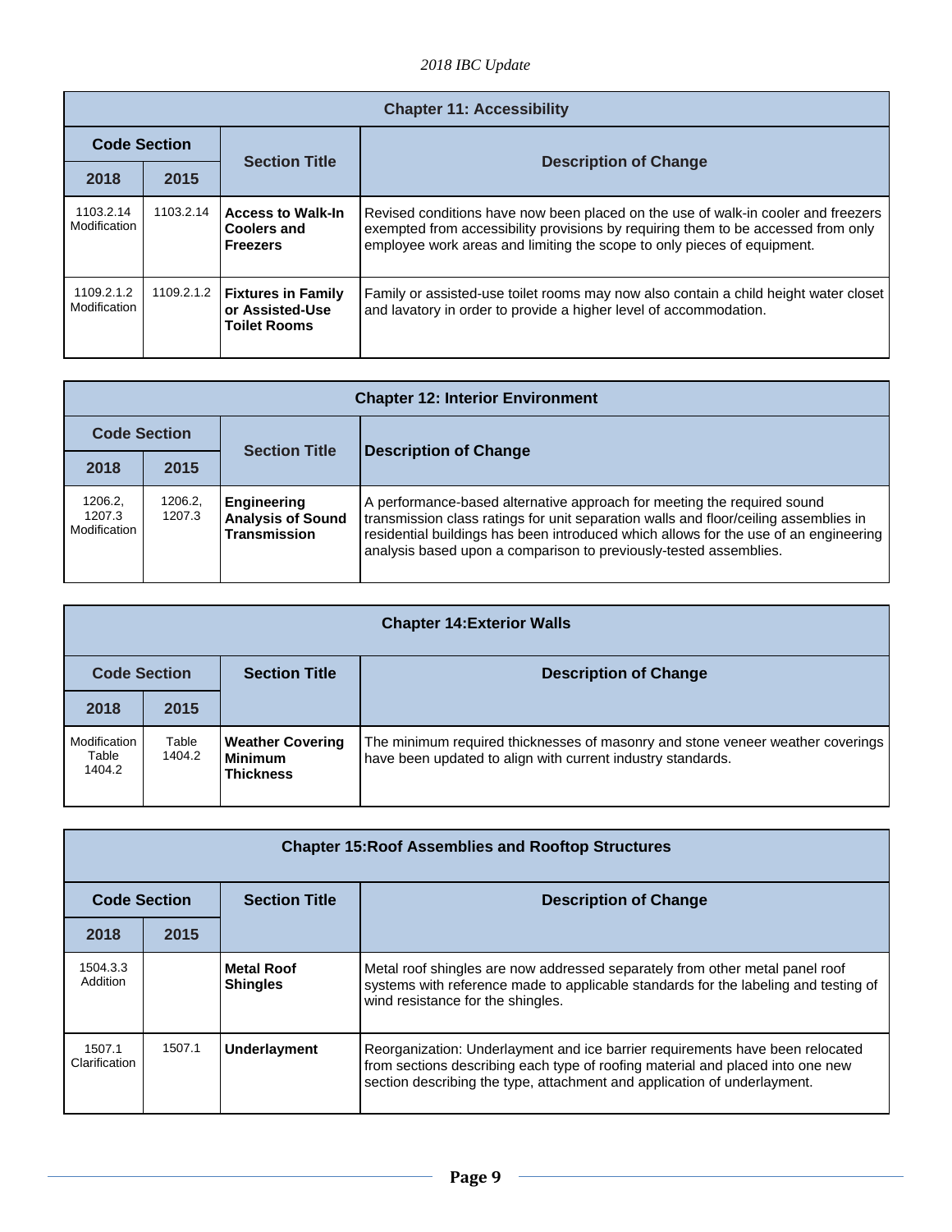| Chapter 11: Accessibility | | | |
|---|---|---|---|
| **Code Section** | | **Section Title** | **Description of Change** |
| **2018** | **2015** | | |
| 1103.2.14 Modification | 1103.2.14 | **Access to Walk-In Coolers and Freezers** | Revised conditions have now been placed on the use of walk-in cooler and freezers exempted from accessibility provisions by requiring them to be accessed from only employee work areas and limiting the scope to only pieces of equipment. |
| 1109.2.1.2 Modification | 1109.2.1.2 | **Fixtures in Family or Assisted-Use Toilet Rooms** | Family or assisted-use toilet rooms may now also contain a child height water closet and lavatory in order to provide a higher level of accommodation. |

| Chapter 12: Interior Environment | | | |
|---|---|---|---|
| **Code Section** | | **Section Title** | **Description of Change** |
| **2018** | **2015** | | |
| 1206.2, 1207.3 Modification | 1206.2, 1207.3 | **Engineering Analysis of Sound Transmission** | A performance-based alternative approach for meeting the required sound transmission class ratings for unit separation walls and floor/ceiling assemblies in residential buildings has been introduced which allows for the use of an engineering analysis based upon a comparison to previously-tested assemblies. |

| Chapter 14:Exterior Walls | | | |
|---|---|---|---|
| **Code Section** | | **Section Title** | **Description of Change** |
| **2018** | **2015** | | |
| Modification Table 1404.2 | Table 1404.2 | **Weather Covering Minimum Thickness** | The minimum required thicknesses of masonry and stone veneer weather coverings have been updated to align with current industry standards. |

| Chapter 15:Roof Assemblies and Rooftop Structures | | | |
|---|---|---|---|
| **Code Section** | | **Section Title** | **Description of Change** |
| **2018** | **2015** | | |
| 1504.3.3 Addition | | **Metal Roof Shingles** | Metal roof shingles are now addressed separately from other metal panel roof systems with reference made to applicable standards for the labeling and testing of wind resistance for the shingles. |
| 1507.1 Clarification | 1507.1 | **Underlayment** | Reorganization: Underlayment and ice barrier requirements have been relocated from sections describing each type of roofing material and placed into one new section describing the type, attachment and application of underlayment. |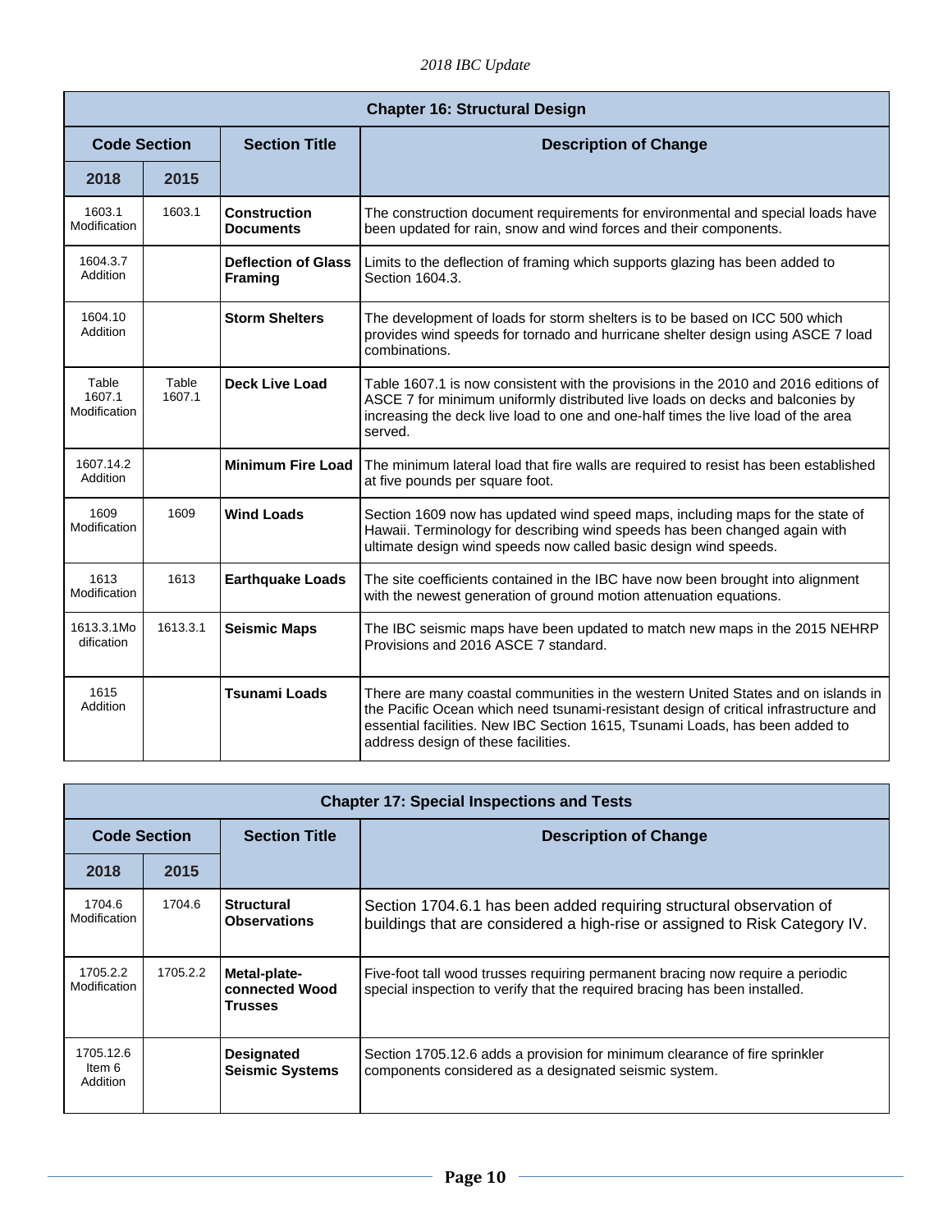## Chapter 16: Structural Design

| Code Section | | Section Title | Description of Change |
|---|---|---|---|
| 2018 | 2015 | | |
| 1603.1 Modification | 1603.1 | **Construction Documents** | The construction document requirements for environmental and special loads have been updated for rain, snow and wind forces and their components. |
| 1604.3.7 Addition | | **Deflection of Glass Framing** | Limits to the deflection of framing which supports glazing has been added to Section 1604.3. |
| 1604.10 Addition | | **Storm Shelters** | The development of loads for storm shelters is to be based on ICC 500 which provides wind speeds for tornado and hurricane shelter design using ASCE 7 load combinations. |
| Table 1607.1 Modification | Table 1607.1 | **Deck Live Load** | Table 1607.1 is now consistent with the provisions in the 2010 and 2016 editions of ASCE 7 for minimum uniformly distributed live loads on decks and balconies by increasing the deck live load to one and one-half times the live load of the area served. |
| 1607.14.2 Addition | | **Minimum Fire Load** | The minimum lateral load that fire walls are required to resist has been established at five pounds per square foot. |
| 1609 Modification | 1609 | **Wind Loads** | Section 1609 now has updated wind speed maps, including maps for the state of Hawaii. Terminology for describing wind speeds has been changed again with ultimate design wind speeds now called basic design wind speeds. |
| 1613 Modification | 1613 | **Earthquake Loads** | The site coefficients contained in the IBC have now been brought into alignment with the newest generation of ground motion attenuation equations. |
| 1613.3.1Modification | 1613.3.1 | **Seismic Maps** | The IBC seismic maps have been updated to match new maps in the 2015 NEHRP Provisions and 2016 ASCE 7 standard. |
| 1615 Addition | | **Tsunami Loads** | There are many coastal communities in the western United States and on islands in the Pacific Ocean which need tsunami-resistant design of critical infrastructure and essential facilities. New IBC Section 1615, Tsunami Loads, has been added to address design of these facilities. |

## Chapter 17: Special Inspections and Tests

| Code Section | | Section Title | Description of Change |
|---|---|---|---|
| 2018 | 2015 | | |
| 1704.6 Modification | 1704.6 | **Structural Observations** | Section 1704.6.1 has been added requiring structural observation of buildings that are considered a high-rise or assigned to Risk Category IV. |
| 1705.2.2 Modification | 1705.2.2 | **Metal-plate-connected Wood Trusses** | Five-foot tall wood trusses requiring permanent bracing now require a periodic special inspection to verify that the required bracing has been installed. |
| 1705.12.6 Item 6 Addition | | **Designated Seismic Systems** | Section 1705.12.6 adds a provision for minimum clearance of fire sprinkler components considered as a designated seismic system. |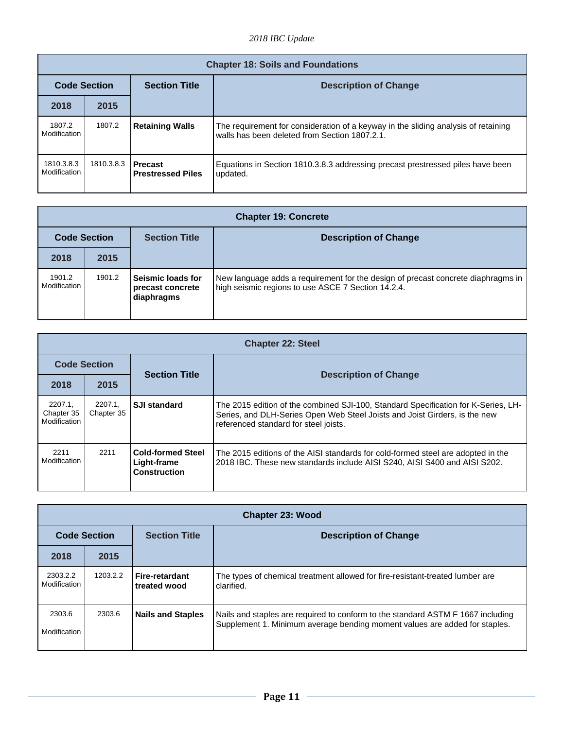## Chapter 18: Soils and Foundations

| Code Section | | Section Title | Description of Change |
|---|---|---|---|
| 2018 | 2015 | | |
| 1807.2 Modification | 1807.2 | **Retaining Walls** | The requirement for consideration of a keyway in the sliding analysis of retaining walls has been deleted from Section 1807.2.1. |
| 1810.3.8.3 Modification | 1810.3.8.3 | **Precast Prestressed Piles** | Equations in Section 1810.3.8.3 addressing precast prestressed piles have been updated. |

## Chapter 19: Concrete

| Code Section | | Section Title | Description of Change |
|---|---|---|---|
| 2018 | 2015 | | |
| 1901.2 Modification | 1901.2 | **Seismic loads for precast concrete diaphragms** | New language adds a requirement for the design of precast concrete diaphragms in high seismic regions to use ASCE 7 Section 14.2.4. |

## Chapter 22: Steel

| Code Section | | Section Title | Description of Change |
|---|---|---|---|
| 2018 | 2015 | | |
| 2207.1, Chapter 35 Modification | 2207.1, Chapter 35 | **SJI standard** | The 2015 edition of the combined SJI-100, Standard Specification for K-Series, LH-Series, and DLH-Series Open Web Steel Joists and Joist Girders, is the new referenced standard for steel joists. |
| 2211 Modification | 2211 | **Cold-formed Steel Light-frame Construction** | The 2015 editions of the AISI standards for cold-formed steel are adopted in the 2018 IBC. These new standards include AISI S240, AISI S400 and AISI S202. |

## Chapter 23: Wood

| Code Section | | Section Title | Description of Change |
|---|---|---|---|
| 2018 | 2015 | | |
| 2303.2.2 Modification | 1203.2.2 | **Fire-retardant treated wood** | The types of chemical treatment allowed for fire-resistant-treated lumber are clarified. |
| 2303.6 Modification | 2303.6 | **Nails and Staples** | Nails and staples are required to conform to the standard ASTM F 1667 including Supplement 1. Minimum average bending moment values are added for staples. |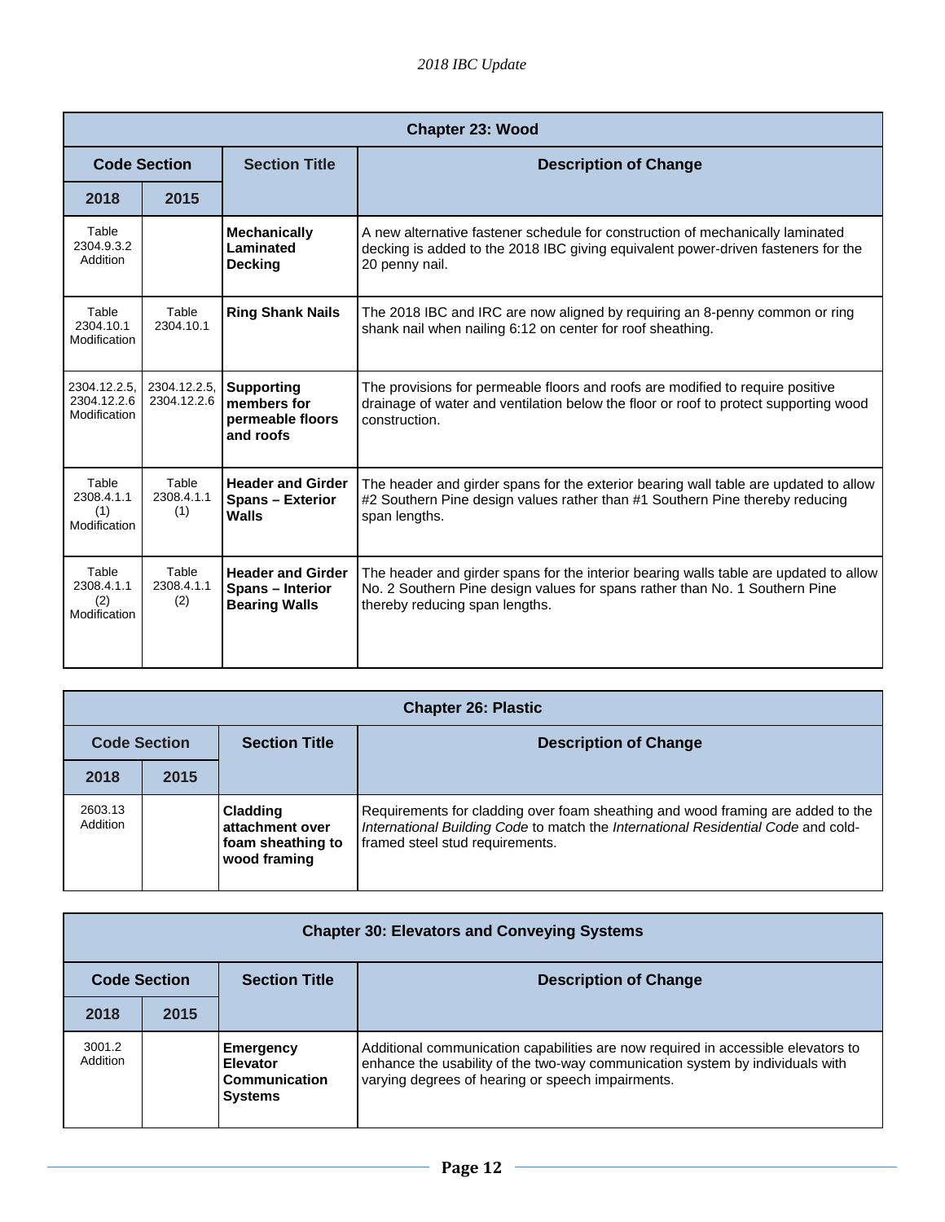| Chapter 23: Wood | | | |
|---|---|---|---|
| **Code Section** | | **Section Title** | **Description of Change** |
| **2018** | **2015** | | |
| Table 2304.9.3.2 Addition | | **Mechanically Laminated Decking** | A new alternative fastener schedule for construction of mechanically laminated decking is added to the 2018 IBC giving equivalent power-driven fasteners for the 20 penny nail. |
| Table 2304.10.1 Modification | Table 2304.10.1 | **Ring Shank Nails** | The 2018 IBC and IRC are now aligned by requiring an 8-penny common or ring shank nail when nailing 6:12 on center for roof sheathing. |
| 2304.12.2.5, 2304.12.2.6 Modification | 2304.12.2.5, 2304.12.2.6 | **Supporting members for permeable floors and roofs** | The provisions for permeable floors and roofs are modified to require positive drainage of water and ventilation below the floor or roof to protect supporting wood construction. |
| Table 2308.4.1.1 (1) Modification | Table 2308.4.1.1 (1) | **Header and Girder Spans – Exterior Walls** | The header and girder spans for the exterior bearing wall table are updated to allow #2 Southern Pine design values rather than #1 Southern Pine thereby reducing span lengths. |
| Table 2308.4.1.1 (2) Modification | Table 2308.4.1.1 (2) | **Header and Girder Spans – Interior Bearing Walls** | The header and girder spans for the interior bearing walls table are updated to allow No. 2 Southern Pine design values for spans rather than No. 1 Southern Pine thereby reducing span lengths. |

| Chapter 26: Plastic | | | |
|---|---|---|---|
| **Code Section** | | **Section Title** | **Description of Change** |
| **2018** | **2015** | | |
| 2603.13 Addition | | **Cladding attachment over foam sheathing to wood framing** | Requirements for cladding over foam sheathing and wood framing are added to the *International Building Code* to match the *International Residential Code* and cold-framed steel stud requirements. |

| Chapter 30: Elevators and Conveying Systems | | | |
|---|---|---|---|
| **Code Section** | | **Section Title** | **Description of Change** |
| **2018** | **2015** | | |
| 3001.2 Addition | | **Emergency Elevator Communication Systems** | Additional communication capabilities are now required in accessible elevators to enhance the usability of the two-way communication system by individuals with varying degrees of hearing or speech impairments. |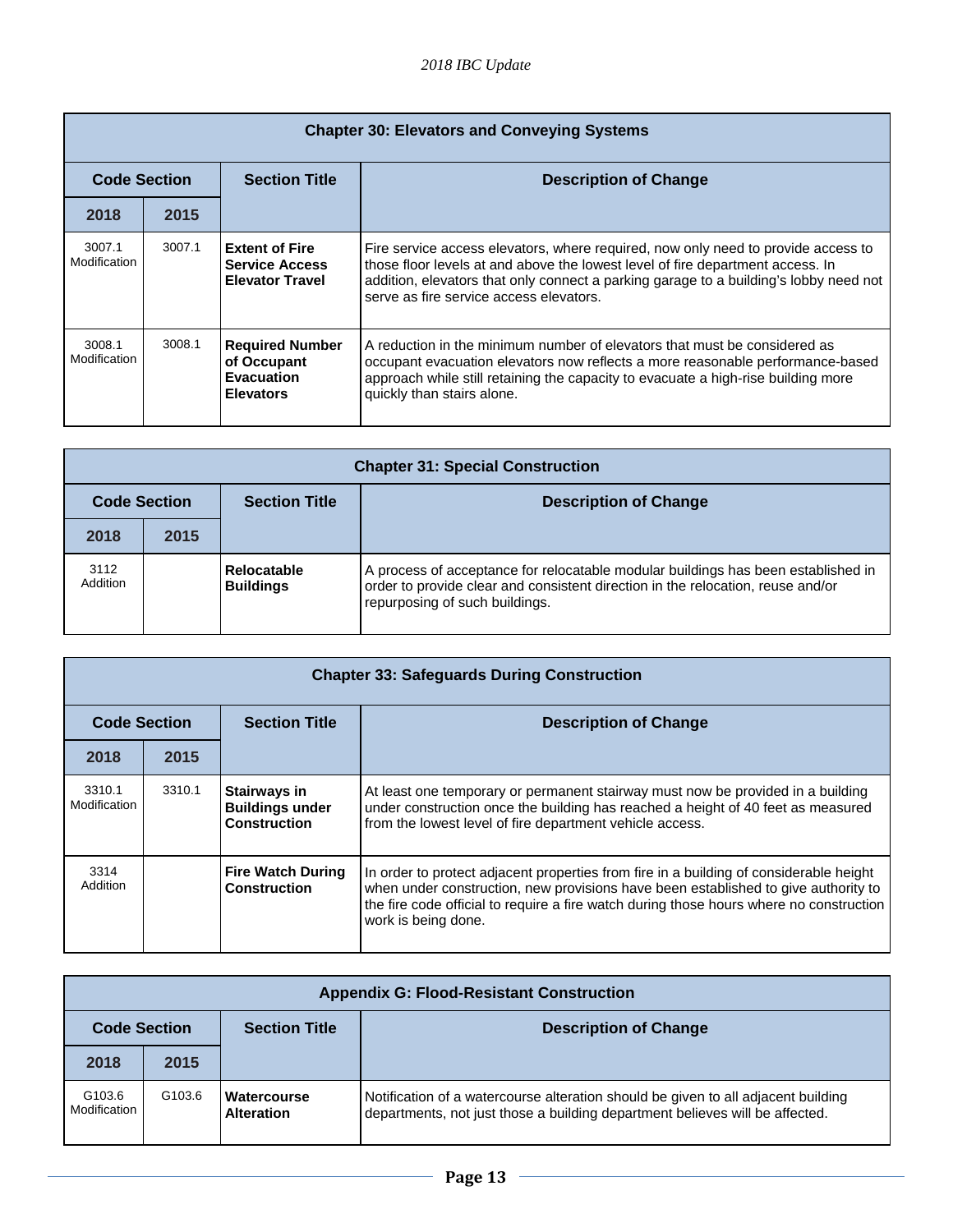| Chapter 30: Elevators and Conveying Systems | | | |
|---|---|---|---|
| **Code Section** | | **Section Title** | **Description of Change** |
| **2018** | **2015** | | |
| 3007.1 Modification | 3007.1 | **Extent of Fire Service Access Elevator Travel** | Fire service access elevators, where required, now only need to provide access to those floor levels at and above the lowest level of fire department access. In addition, elevators that only connect a parking garage to a building's lobby need not serve as fire service access elevators. |
| 3008.1 Modification | 3008.1 | **Required Number of Occupant Evacuation Elevators** | A reduction in the minimum number of elevators that must be considered as occupant evacuation elevators now reflects a more reasonable performance-based approach while still retaining the capacity to evacuate a high-rise building more quickly than stairs alone. |

| Chapter 31: Special Construction | | | |
|---|---|---|---|
| **Code Section** | | **Section Title** | **Description of Change** |
| **2018** | **2015** | | |
| 3112 Addition | | **Relocatable Buildings** | A process of acceptance for relocatable modular buildings has been established in order to provide clear and consistent direction in the relocation, reuse and/or repurposing of such buildings. |

| Chapter 33: Safeguards During Construction | | | |
|---|---|---|---|
| **Code Section** | | **Section Title** | **Description of Change** |
| **2018** | **2015** | | |
| 3310.1 Modification | 3310.1 | **Stairways in Buildings under Construction** | At least one temporary or permanent stairway must now be provided in a building under construction once the building has reached a height of 40 feet as measured from the lowest level of fire department vehicle access. |
| 3314 Addition | | **Fire Watch During Construction** | In order to protect adjacent properties from fire in a building of considerable height when under construction, new provisions have been established to give authority to the fire code official to require a fire watch during those hours where no construction work is being done. |

| Appendix G: Flood-Resistant Construction | | | |
|---|---|---|---|
| **Code Section** | | **Section Title** | **Description of Change** |
| **2018** | **2015** | | |
| G103.6 Modification | G103.6 | **Watercourse Alteration** | Notification of a watercourse alteration should be given to all adjacent building departments, not just those a building department believes will be affected. |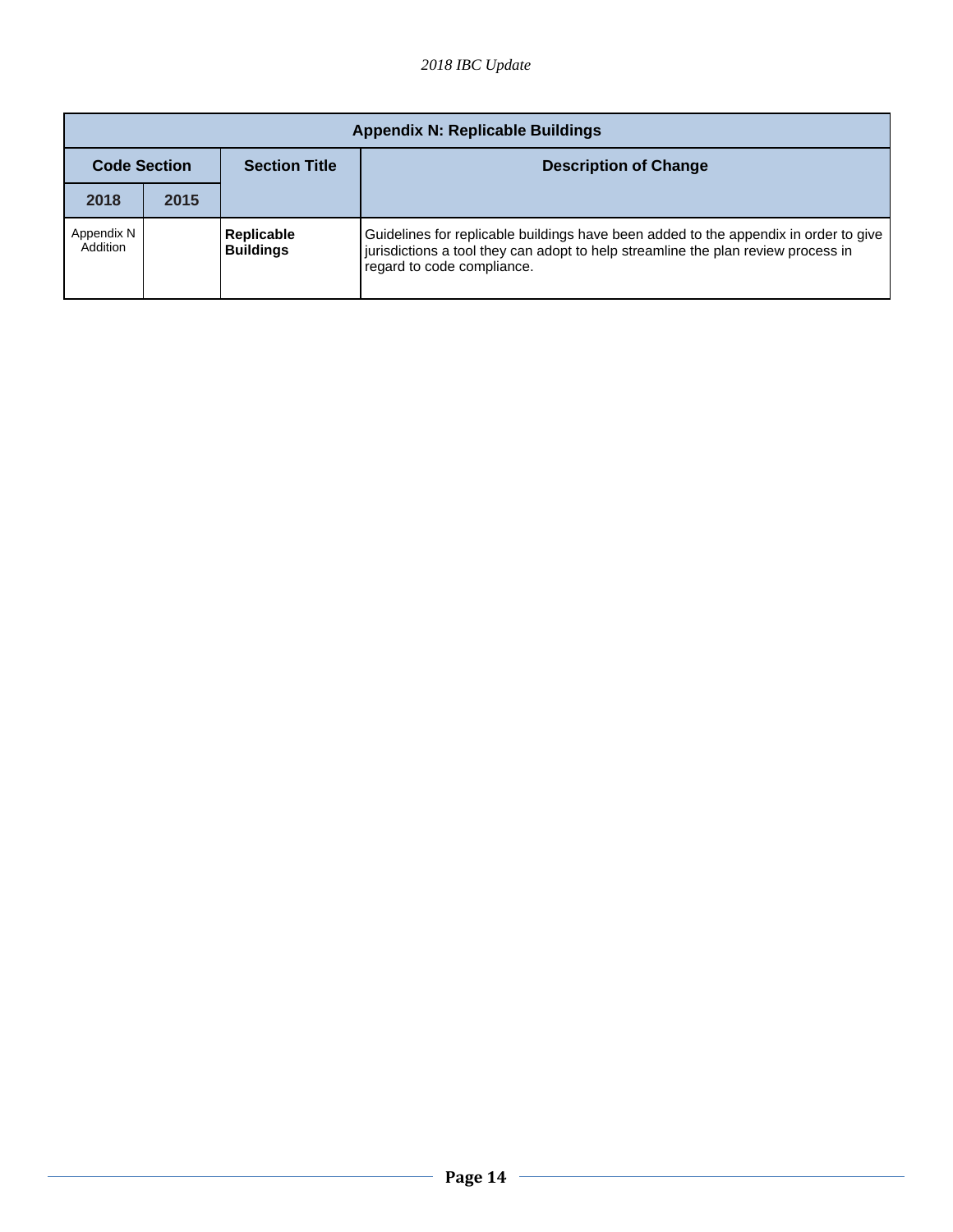| Appendix N: Replicable Buildings | | | |
|---|---|---|---|
| **Code Section** | | **Section Title** | **Description of Change** |
| **2018** | **2015** | | |
| Appendix N Addition | | **Replicable Buildings** | Guidelines for replicable buildings have been added to the appendix in order to give jurisdictions a tool they can adopt to help streamline the plan review process in regard to code compliance. |